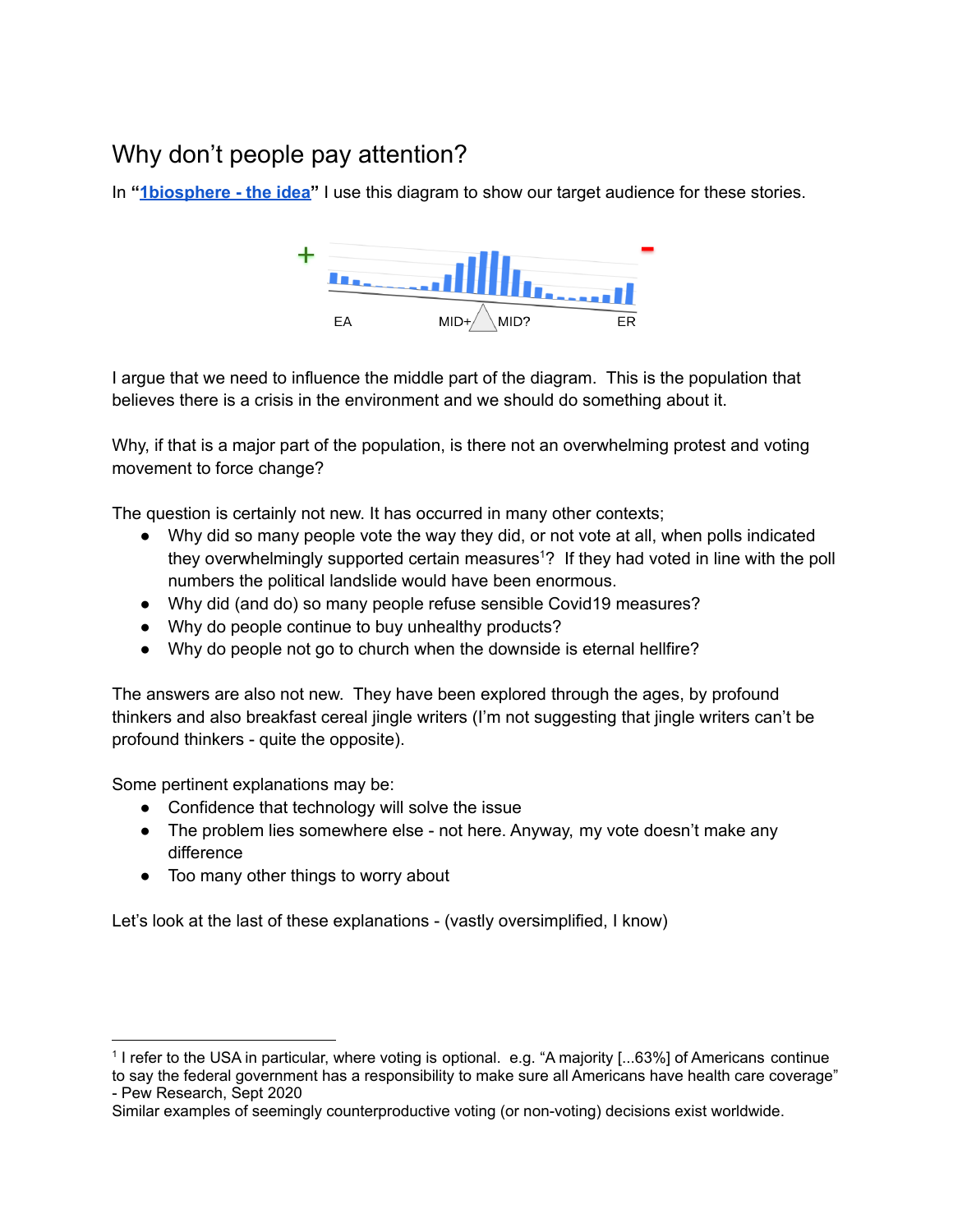# Why don't people pay attention?

In "**[1biosphere - the idea](#)**" I use this diagram to show our target audience for these stories.

I argue that we need to influence the middle part of the diagram. This is the population that believes there is a crisis in the environment and we should do something about it.

Why, if that is a major part of the population, is there not an overwhelming protest and voting movement to force change?

The question is certainly not new. It has occurred in many other contexts;

- Why did so many people vote the way they did, or not vote at all, when polls indicated they overwhelmingly supported certain measures[1]? If they had voted in line with the poll numbers the political landslide would have been enormous.
- Why did (and do) so many people refuse sensible Covid19 measures?
- Why do people continue to buy unhealthy products?
- Why do people not go to church when the downside is eternal hellfire?

The answers are also not new. They have been explored through the ages, by profound thinkers and also breakfast cereal jingle writers (I'm not suggesting that jingle writers can't be profound thinkers - quite the opposite).

Some pertinent explanations may be:

- Confidence that technology will solve the issue
- The problem lies somewhere else - not here. Anyway, my vote doesn't make any difference
- Too many other things to worry about

Let's look at the last of these explanations - (vastly oversimplified, I know)

---

[1] I refer to the USA in particular, where voting is optional. e.g. "A majority [...63%] of Americans continue to say the federal government has a responsibility to make sure all Americans have health care coverage" - Pew Research, Sept 2020

Similar examples of seemingly counterproductive voting (or non-voting) decisions exist worldwide.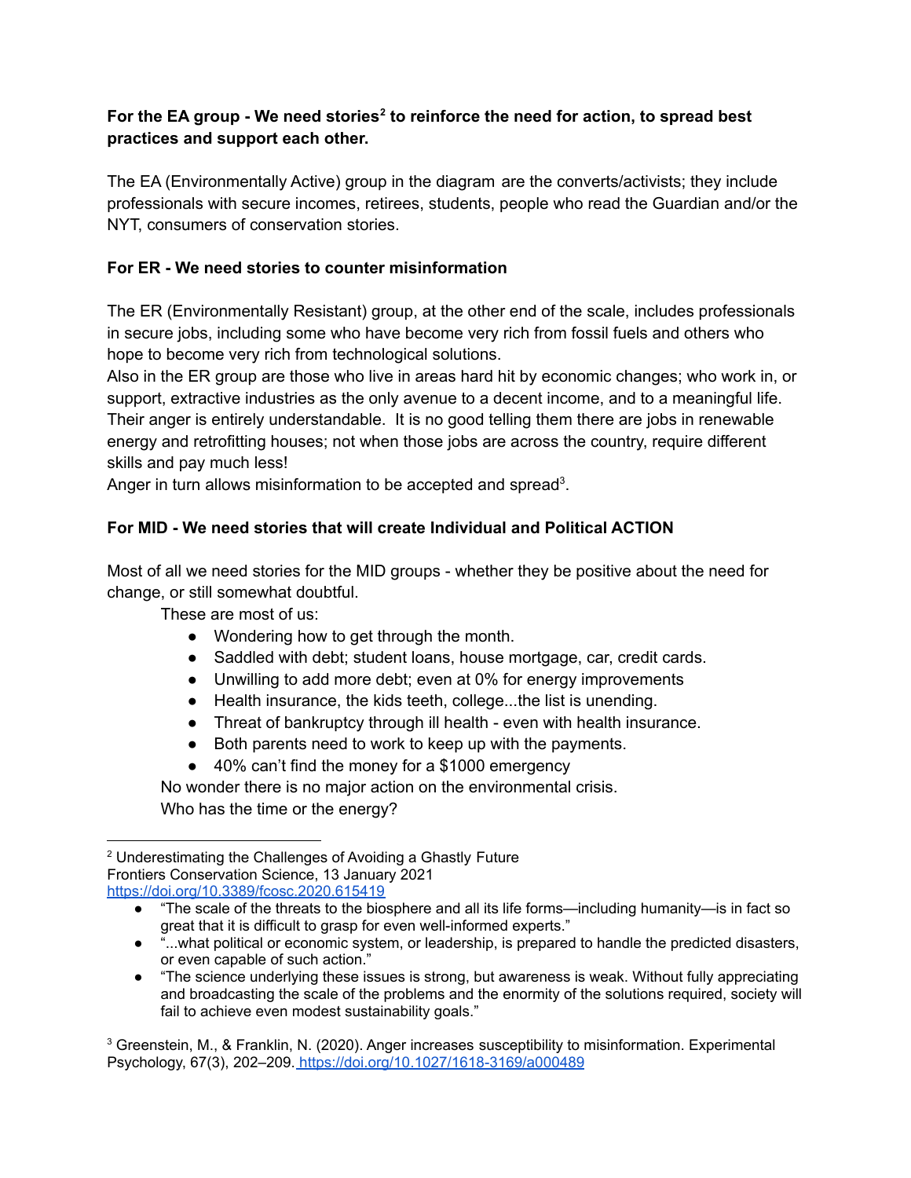**For the EA group - We need stories[2] to reinforce the need for action, to spread best practices and support each other.**

The EA (Environmentally Active) group in the diagram are the converts/activists; they include professionals with secure incomes, retirees, students, people who read the Guardian and/or the NYT, consumers of conservation stories.

**For ER - We need stories to counter misinformation**

The ER (Environmentally Resistant) group, at the other end of the scale, includes professionals in secure jobs, including some who have become very rich from fossil fuels and others who hope to become very rich from technological solutions.
Also in the ER group are those who live in areas hard hit by economic changes; who work in, or support, extractive industries as the only avenue to a decent income, and to a meaningful life. Their anger is entirely understandable. It is no good telling them there are jobs in renewable energy and retrofitting houses; not when those jobs are across the country, require different skills and pay much less!
Anger in turn allows misinformation to be accepted and spread[3].

**For MID - We need stories that will create Individual and Political ACTION**

Most of all we need stories for the MID groups - whether they be positive about the need for change, or still somewhat doubtful.

These are most of us:

- Wondering how to get through the month.
- Saddled with debt; student loans, house mortgage, car, credit cards.
- Unwilling to add more debt; even at 0% for energy improvements
- Health insurance, the kids teeth, college...the list is unending.
- Threat of bankruptcy through ill health - even with health insurance.
- Both parents need to work to keep up with the payments.
- 40% can't find the money for a $1000 emergency

No wonder there is no major action on the environmental crisis.
Who has the time or the energy?

---

[2] Underestimating the Challenges of Avoiding a Ghastly Future
Frontiers Conservation Science, 13 January 2021
https://doi.org/10.3389/fcosc.2020.615419

- "The scale of the threats to the biosphere and all its life forms—including humanity—is in fact so great that it is difficult to grasp for even well-informed experts."
- "...what political or economic system, or leadership, is prepared to handle the predicted disasters, or even capable of such action."
- "The science underlying these issues is strong, but awareness is weak. Without fully appreciating and broadcasting the scale of the problems and the enormity of the solutions required, society will fail to achieve even modest sustainability goals."

[3] Greenstein, M., & Franklin, N. (2020). Anger increases susceptibility to misinformation. Experimental Psychology, 67(3), 202–209. https://doi.org/10.1027/1618-3169/a000489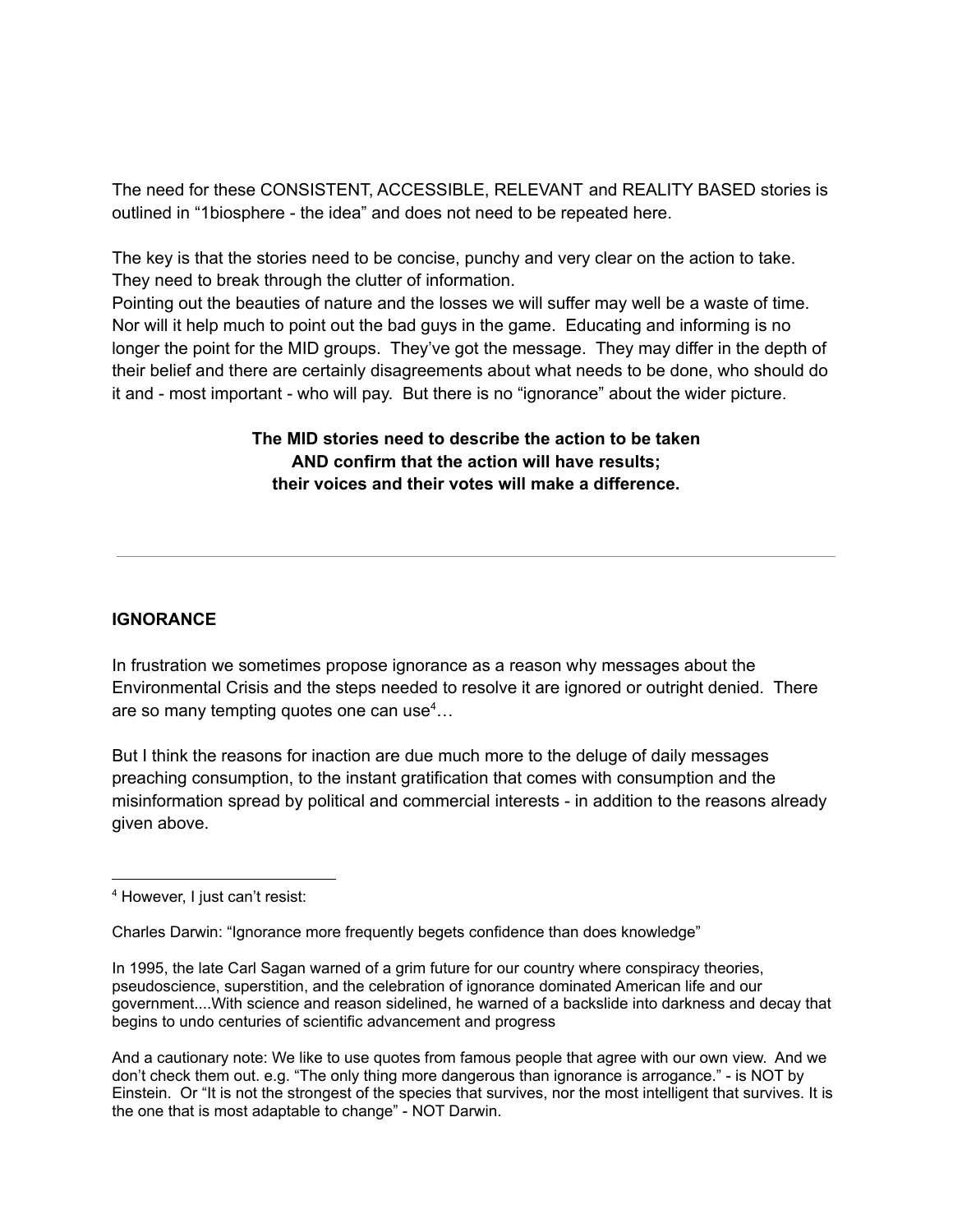The need for these CONSISTENT, ACCESSIBLE, RELEVANT and REALITY BASED stories is outlined in "1biosphere - the idea" and does not need to be repeated here.

The key is that the stories need to be concise, punchy and very clear on the action to take. They need to break through the clutter of information.
Pointing out the beauties of nature and the losses we will suffer may well be a waste of time. Nor will it help much to point out the bad guys in the game. Educating and informing is no longer the point for the MID groups. They've got the message. They may differ in the depth of their belief and there are certainly disagreements about what needs to be done, who should do it and - most important - who will pay. But there is no "ignorance" about the wider picture.

**The MID stories need to describe the action to be taken**
**AND confirm that the action will have results;**
**their voices and their votes will make a difference.**

---

**IGNORANCE**

In frustration we sometimes propose ignorance as a reason why messages about the Environmental Crisis and the steps needed to resolve it are ignored or outright denied. There are so many tempting quotes one can use[4]…

But I think the reasons for inaction are due much more to the deluge of daily messages preaching consumption, to the instant gratification that comes with consumption and the misinformation spread by political and commercial interests - in addition to the reasons already given above.

---

[4] However, I just can't resist:

Charles Darwin: "Ignorance more frequently begets confidence than does knowledge"

In 1995, the late Carl Sagan warned of a grim future for our country where conspiracy theories, pseudoscience, superstition, and the celebration of ignorance dominated American life and our government....With science and reason sidelined, he warned of a backslide into darkness and decay that begins to undo centuries of scientific advancement and progress

And a cautionary note: We like to use quotes from famous people that agree with our own view. And we don't check them out. e.g. "The only thing more dangerous than ignorance is arrogance." - is NOT by Einstein. Or "It is not the strongest of the species that survives, nor the most intelligent that survives. It is the one that is most adaptable to change" - NOT Darwin.